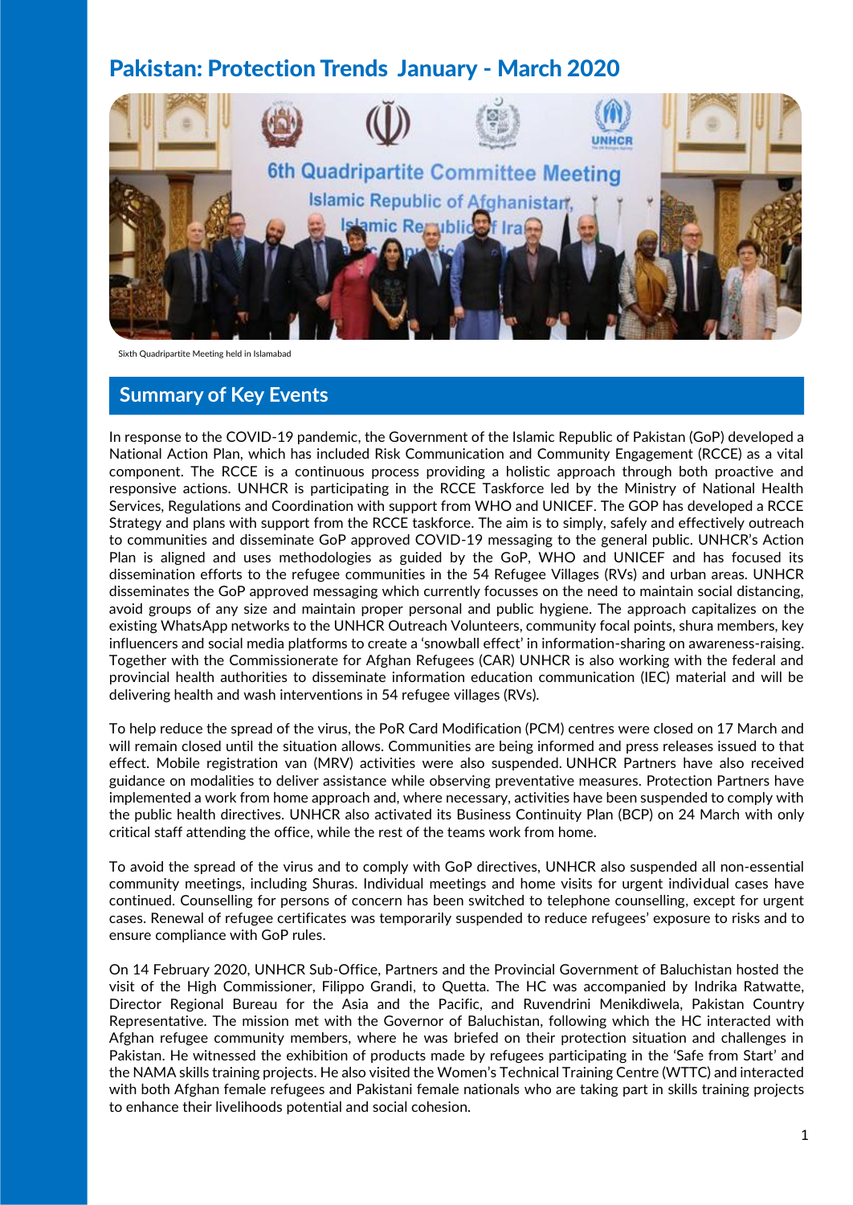# Pakistan: Protection Trends January - March 2020

Sixth Quadripartite Meeting held in Islamabad

## Summary of Key Events

In response to the COVID-19 pandemic, the Government of the Islamic Republic of Pakistan (GoP) developed a National Action Plan, which has included Risk Communication and Community Engagement (RCCE) as a vital component. The RCCE is a continuous process providing a holistic approach through both proactive and responsive actions. UNHCR is participating in the RCCE Taskforce led by the Ministry of National Health Services, Regulations and Coordination with support from WHO and UNICEF. The GOP has developed a RCCE Strategy and plans with support from the RCCE taskforce. The aim is to simply, safely and effectively outreach to communities and disseminate GoP approved COVID-19 messaging to the general public. UNHCR's Action Plan is aligned and uses methodologies as guided by the GoP, WHO and UNICEF and has focused its dissemination efforts to the refugee communities in the 54 Refugee Villages (RVs) and urban areas. UNHCR disseminates the GoP approved messaging which currently focusses on the need to maintain social distancing, avoid groups of any size and maintain proper personal and public hygiene. The approach capitalizes on the existing WhatsApp networks to the UNHCR Outreach Volunteers, community focal points, shura members, key influencers and social media platforms to create a 'snowball effect' in information-sharing on awareness-raising. Together with the Commissionerate for Afghan Refugees (CAR) UNHCR is also working with the federal and provincial health authorities to disseminate information education communication (IEC) material and will be delivering health and wash interventions in 54 refugee villages (RVs).

To help reduce the spread of the virus, the PoR Card Modification (PCM) centres were closed on 17 March and will remain closed until the situation allows. Communities are being informed and press releases issued to that effect. Mobile registration van (MRV) activities were also suspended. UNHCR Partners have also received guidance on modalities to deliver assistance while observing preventative measures. Protection Partners have implemented a work from home approach and, where necessary, activities have been suspended to comply with the public health directives. UNHCR also activated its Business Continuity Plan (BCP) on 24 March with only critical staff attending the office, while the rest of the teams work from home.

To avoid the spread of the virus and to comply with GoP directives, UNHCR also suspended all non-essential community meetings, including Shuras. Individual meetings and home visits for urgent individual cases have continued. Counselling for persons of concern has been switched to telephone counselling, except for urgent cases. Renewal of refugee certificates was temporarily suspended to reduce refugees' exposure to risks and to ensure compliance with GoP rules.

On 14 February 2020, UNHCR Sub-Office, Partners and the Provincial Government of Baluchistan hosted the visit of the High Commissioner, Filippo Grandi, to Quetta. The HC was accompanied by Indrika Ratwatte, Director Regional Bureau for the Asia and the Pacific, and Ruvendrini Menikdiwela, Pakistan Country Representative. The mission met with the Governor of Baluchistan, following which the HC interacted with Afghan refugee community members, where he was briefed on their protection situation and challenges in Pakistan. He witnessed the exhibition of products made by refugees participating in the 'Safe from Start' and the NAMA skills training projects. He also visited the Women's Technical Training Centre (WTTC) and interacted with both Afghan female refugees and Pakistani female nationals who are taking part in skills training projects to enhance their livelihoods potential and social cohesion.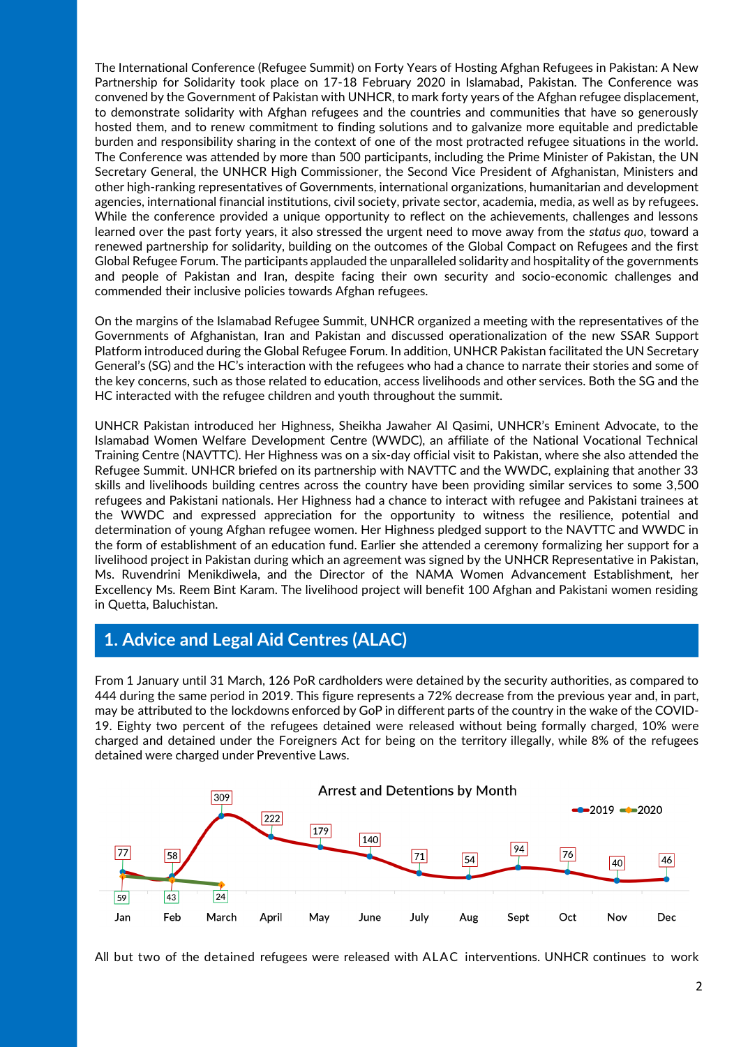The International Conference (Refugee Summit) on Forty Years of Hosting Afghan Refugees in Pakistan: A New Partnership for Solidarity took place on 17-18 February 2020 in Islamabad, Pakistan. The Conference was convened by the Government of Pakistan with UNHCR, to mark forty years of the Afghan refugee displacement, to demonstrate solidarity with Afghan refugees and the countries and communities that have so generously hosted them, and to renew commitment to finding solutions and to galvanize more equitable and predictable burden and responsibility sharing in the context of one of the most protracted refugee situations in the world. The Conference was attended by more than 500 participants, including the Prime Minister of Pakistan, the UN Secretary General, the UNHCR High Commissioner, the Second Vice President of Afghanistan, Ministers and other high-ranking representatives of Governments, international organizations, humanitarian and development agencies, international financial institutions, civil society, private sector, academia, media, as well as by refugees. While the conference provided a unique opportunity to reflect on the achievements, challenges and lessons learned over the past forty years, it also stressed the urgent need to move away from the *status quo*, toward a renewed partnership for solidarity, building on the outcomes of the Global Compact on Refugees and the first Global Refugee Forum. The participants applauded the unparalleled solidarity and hospitality of the governments and people of Pakistan and Iran, despite facing their own security and socio-economic challenges and commended their inclusive policies towards Afghan refugees.

On the margins of the Islamabad Refugee Summit, UNHCR organized a meeting with the representatives of the Governments of Afghanistan, Iran and Pakistan and discussed operationalization of the new SSAR Support Platform introduced during the Global Refugee Forum. In addition, UNHCR Pakistan facilitated the UN Secretary General's (SG) and the HC's interaction with the refugees who had a chance to narrate their stories and some of the key concerns, such as those related to education, access livelihoods and other services. Both the SG and the HC interacted with the refugee children and youth throughout the summit.

UNHCR Pakistan introduced her Highness, Sheikha Jawaher Al Qasimi, UNHCR's Eminent Advocate, to the Islamabad Women Welfare Development Centre (WWDC), an affiliate of the National Vocational Technical Training Centre (NAVTTC). Her Highness was on a six-day official visit to Pakistan, where she also attended the Refugee Summit. UNHCR briefed on its partnership with NAVTTC and the WWDC, explaining that another 33 skills and livelihoods building centres across the country have been providing similar services to some 3,500 refugees and Pakistani nationals. Her Highness had a chance to interact with refugee and Pakistani trainees at the WWDC and expressed appreciation for the opportunity to witness the resilience, potential and determination of young Afghan refugee women. Her Highness pledged support to the NAVTTC and WWDC in the form of establishment of an education fund. Earlier she attended a ceremony formalizing her support for a livelihood project in Pakistan during which an agreement was signed by the UNHCR Representative in Pakistan, Ms. Ruvendrini Menikdiwela, and the Director of the NAMA Women Advancement Establishment, her Excellency Ms. Reem Bint Karam. The livelihood project will benefit 100 Afghan and Pakistani women residing in Quetta, Baluchistan.

## 1. Advice and Legal Aid Centres (ALAC)

From 1 January until 31 March, 126 PoR cardholders were detained by the security authorities, as compared to 444 during the same period in 2019. This figure represents a 72% decrease from the previous year and, in part, may be attributed to the lockdowns enforced by GoP in different parts of the country in the wake of the COVID-19. Eighty two percent of the refugees detained were released without being formally charged, 10% were charged and detained under the Foreigners Act for being on the territory illegally, while 8% of the refugees detained were charged under Preventive Laws.

**Arrest and Detentions by Month**

| | Jan | Feb | March | April | May | June | July | Aug | Sept | Oct | Nov | Dec |
|---|---|---|---|---|---|---|---|---|---|---|---|---|
| 2019 | 77 | 58 | 309 | 222 | 179 | 140 | 71 | 54 | 94 | 76 | 40 | 46 |
| 2020 | 59 | 43 | 24 | | | | | | | | | |

All but two of the detained refugees were released with ALAC interventions. UNHCR continues to work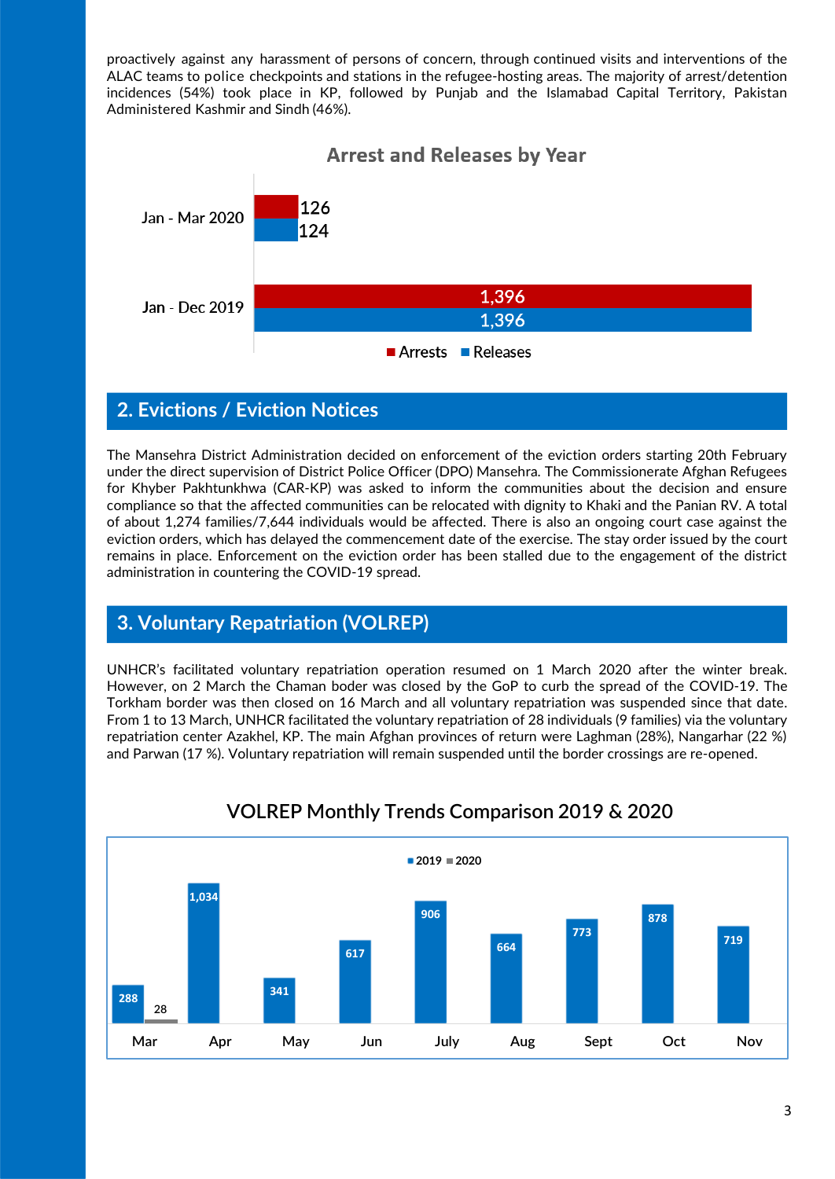proactively against any harassment of persons of concern, through continued visits and interventions of the ALAC teams to police checkpoints and stations in the refugee-hosting areas. The majority of arrest/detention incidences (54%) took place in KP, followed by Punjab and the Islamabad Capital Territory, Pakistan Administered Kashmir and Sindh (46%).

**Arrest and Releases by Year**

| Period | Arrests | Releases |
|---|---|---|
| Jan - Mar 2020 | 126 | 124 |
| Jan - Dec 2019 | 1,396 | 1,396 |

## 2. Evictions / Eviction Notices

The Mansehra District Administration decided on enforcement of the eviction orders starting 20th February under the direct supervision of District Police Officer (DPO) Mansehra. The Commissionerate Afghan Refugees for Khyber Pakhtunkhwa (CAR-KP) was asked to inform the communities about the decision and ensure compliance so that the affected communities can be relocated with dignity to Khaki and the Panian RV. A total of about 1,274 families/7,644 individuals would be affected. There is also an ongoing court case against the eviction orders, which has delayed the commencement date of the exercise. The stay order issued by the court remains in place. Enforcement on the eviction order has been stalled due to the engagement of the district administration in countering the COVID-19 spread.

## 3. Voluntary Repatriation (VOLREP)

UNHCR's facilitated voluntary repatriation operation resumed on 1 March 2020 after the winter break. However, on 2 March the Chaman boder was closed by the GoP to curb the spread of the COVID-19. The Torkham border was then closed on 16 March and all voluntary repatriation was suspended since that date. From 1 to 13 March, UNHCR facilitated the voluntary repatriation of 28 individuals (9 families) via the voluntary repatriation center Azakhel, KP. The main Afghan provinces of return were Laghman (28%), Nangarhar (22 %) and Parwan (17 %). Voluntary repatriation will remain suspended until the border crossings are re-opened.

**VOLREP Monthly Trends Comparison 2019 & 2020**

| Month | 2019 | 2020 |
|---|---|---|
| Mar | 288 | 28 |
| Apr | 1,034 | |
| May | 341 | |
| Jun | 617 | |
| July | 906 | |
| Aug | 664 | |
| Sept | 773 | |
| Oct | 878 | |
| Nov | 719 | |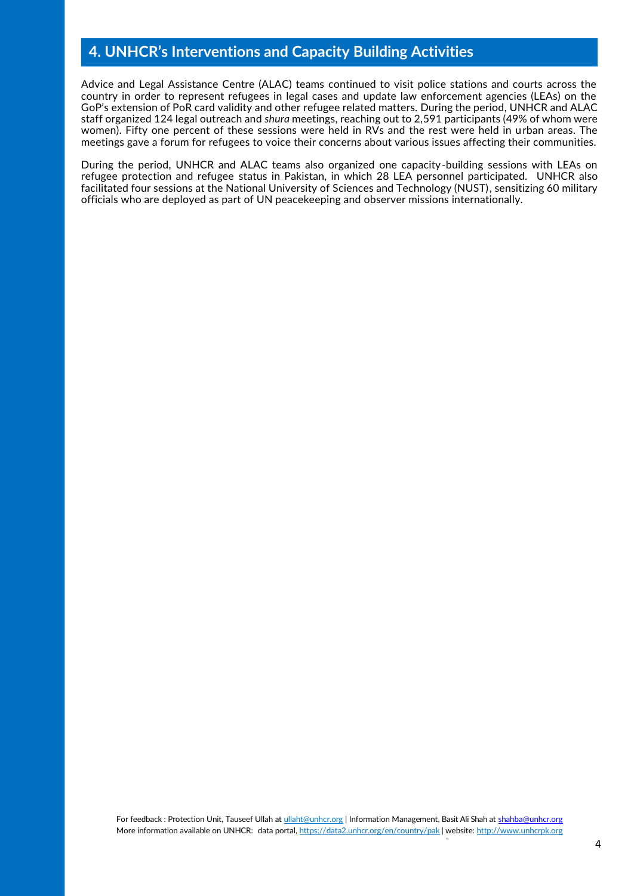## 4. UNHCR's Interventions and Capacity Building Activities

Advice and Legal Assistance Centre (ALAC) teams continued to visit police stations and courts across the country in order to represent refugees in legal cases and update law enforcement agencies (LEAs) on the GoP's extension of PoR card validity and other refugee related matters. During the period, UNHCR and ALAC staff organized 124 legal outreach and *shura* meetings, reaching out to 2,591 participants (49% of whom were women). Fifty one percent of these sessions were held in RVs and the rest were held in urban areas. The meetings gave a forum for refugees to voice their concerns about various issues affecting their communities.

During the period, UNHCR and ALAC teams also organized one capacity-building sessions with LEAs on refugee protection and refugee status in Pakistan, in which 28 LEA personnel participated. UNHCR also facilitated four sessions at the National University of Sciences and Technology (NUST), sensitizing 60 military officials who are deployed as part of UN peacekeeping and observer missions internationally.